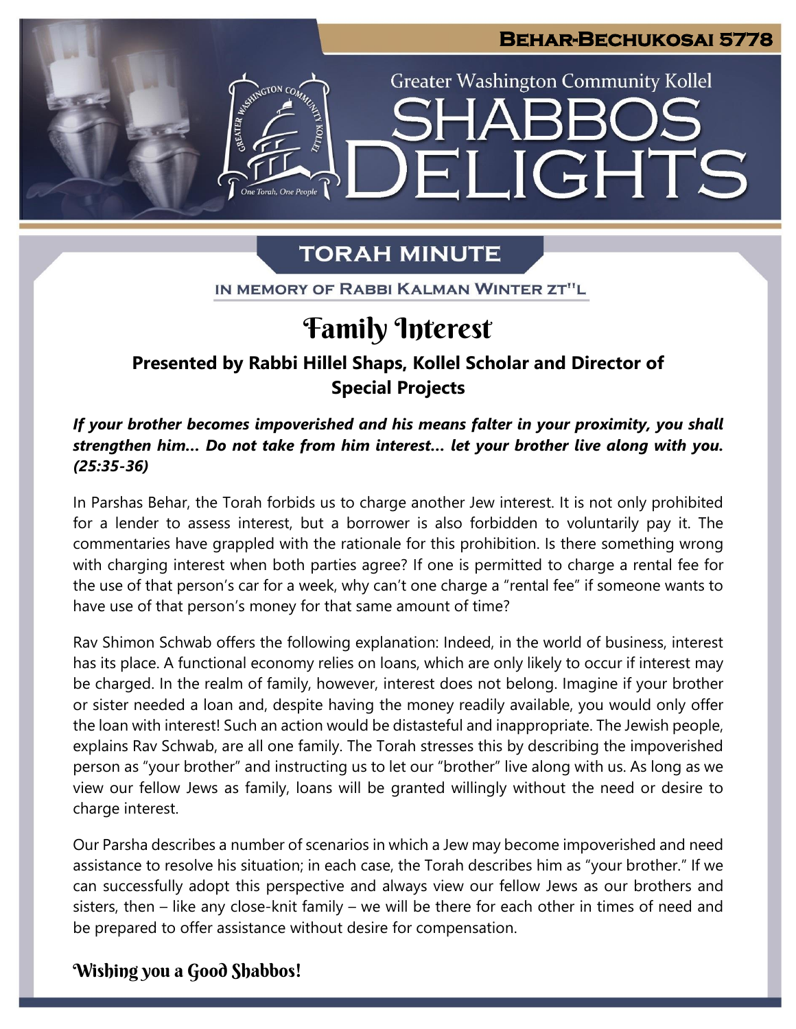Behar-Bechukosai 5778

Greater Washington Community Kollel

# SHABBOS DELIGHTS

## TORAH MINUTE

IN MEMORY OF RABBI KALMAN WINTER ZT"L

# Family Interest

**Presented by Rabbi Hillel Shaps, Kollel Scholar and Director of Special Projects**

***If your brother becomes impoverished and his means falter in your proximity, you shall strengthen him… Do not take from him interest… let your brother live along with you. (25:35-36)***

In Parshas Behar, the Torah forbids us to charge another Jew interest. It is not only prohibited for a lender to assess interest, but a borrower is also forbidden to voluntarily pay it. The commentaries have grappled with the rationale for this prohibition. Is there something wrong with charging interest when both parties agree? If one is permitted to charge a rental fee for the use of that person's car for a week, why can't one charge a "rental fee" if someone wants to have use of that person's money for that same amount of time?

Rav Shimon Schwab offers the following explanation: Indeed, in the world of business, interest has its place. A functional economy relies on loans, which are only likely to occur if interest may be charged. In the realm of family, however, interest does not belong. Imagine if your brother or sister needed a loan and, despite having the money readily available, you would only offer the loan with interest! Such an action would be distasteful and inappropriate. The Jewish people, explains Rav Schwab, are all one family. The Torah stresses this by describing the impoverished person as "your brother" and instructing us to let our "brother" live along with us. As long as we view our fellow Jews as family, loans will be granted willingly without the need or desire to charge interest.

Our Parsha describes a number of scenarios in which a Jew may become impoverished and need assistance to resolve his situation; in each case, the Torah describes him as "your brother." If we can successfully adopt this perspective and always view our fellow Jews as our brothers and sisters, then – like any close-knit family – we will be there for each other in times of need and be prepared to offer assistance without desire for compensation.

**Wishing you a Good Shabbos!**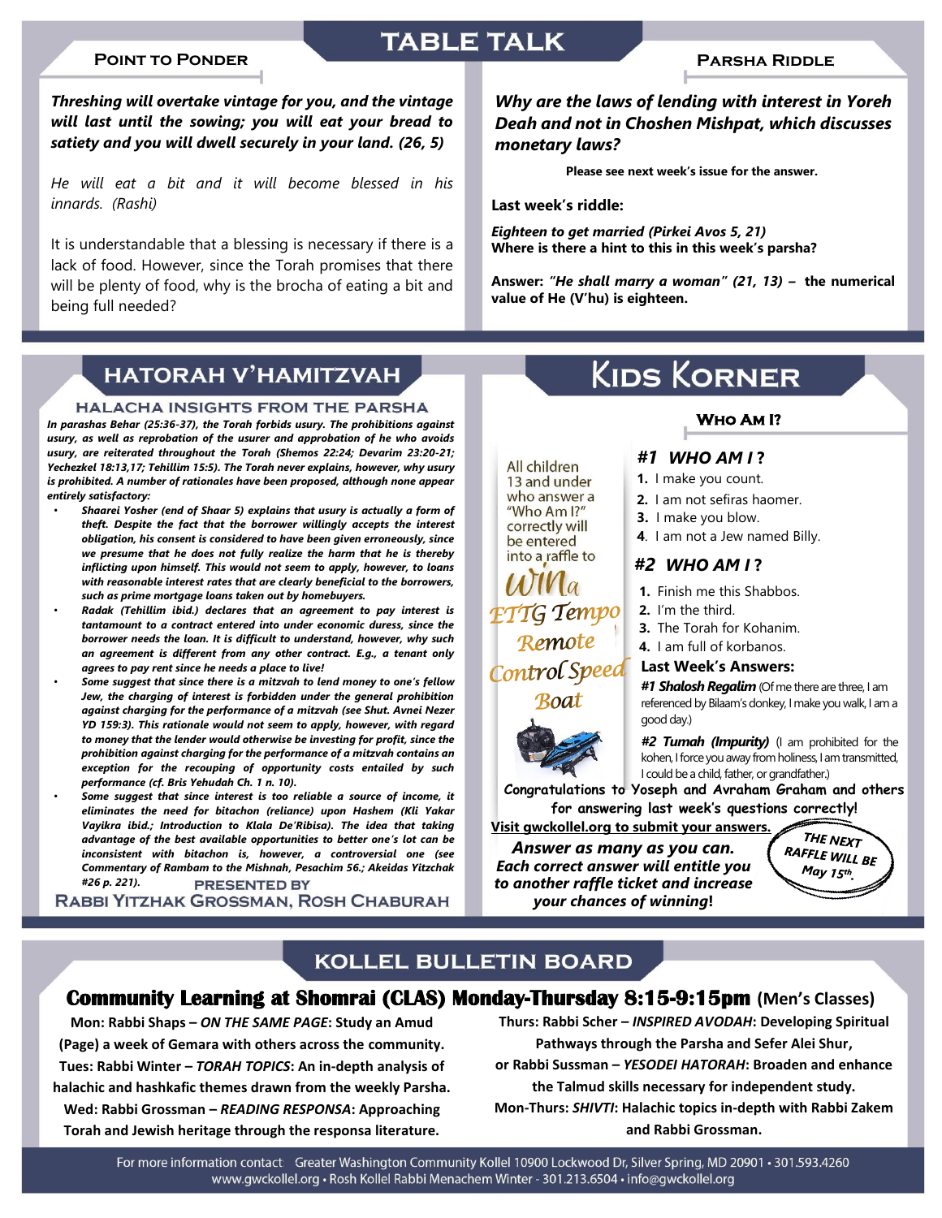# TABLE TALK

## Point to Ponder

***Threshing will overtake vintage for you, and the vintage will last until the sowing; you will eat your bread to satiety and you will dwell securely in your land. (26, 5)***

*He will eat a bit and it will become blessed in his innards. (Rashi)*

It is understandable that a blessing is necessary if there is a lack of food. However, since the Torah promises that there will be plenty of food, why is the brocha of eating a bit and being full needed?

## Parsha Riddle

***Why are the laws of lending with interest in Yoreh Deah and not in Choshen Mishpat, which discusses monetary laws?***

**Please see next week's issue for the answer.**

**Last week's riddle:**

***Eighteen to get married (Pirkei Avos 5, 21)***
**Where is there a hint to this in this week's parsha?**

**Answer: *"He shall marry a woman" (21, 13)* – the numerical value of He (V'hu) is eighteen.**

# HATORAH V'HAMITZVAH

## HALACHA INSIGHTS FROM THE PARSHA

***In parashas Behar (25:36-37), the Torah forbids usury. The prohibitions against usury, as well as reprobation of the usurer and approbation of he who avoids usury, are reiterated throughout the Torah (Shemos 22:24; Devarim 23:20-21; Yechezkel 18:13,17; Tehillim 15:5). The Torah never explains, however, why usury is prohibited. A number of rationales have been proposed, although none appear entirely satisfactory:***

- ***Shaarei Yosher (end of Shaar 5) explains that usury is actually a form of theft. Despite the fact that the borrower willingly accepts the interest obligation, his consent is considered to have been given erroneously, since we presume that he does not fully realize the harm that he is thereby inflicting upon himself. This would not seem to apply, however, to loans with reasonable interest rates that are clearly beneficial to the borrowers, such as prime mortgage loans taken out by homebuyers.***
- ***Radak (Tehillim ibid.) declares that an agreement to pay interest is tantamount to a contract entered into under economic duress, since the borrower needs the loan. It is difficult to understand, however, why such an agreement is different from any other contract. E.g., a tenant only agrees to pay rent since he needs a place to live!***
- ***Some suggest that since there is a mitzvah to lend money to one's fellow Jew, the charging of interest is forbidden under the general prohibition against charging for the performance of a mitzvah (see Shut. Avnei Nezer YD 159:3). This rationale would not seem to apply, however, with regard to money that the lender would otherwise be investing for profit, since the prohibition against charging for the performance of a mitzvah contains an exception for the recouping of opportunity costs entailed by such performance (cf. Bris Yehudah Ch. 1 n. 10).***
- ***Some suggest that since interest is too reliable a source of income, it eliminates the need for bitachon (reliance) upon Hashem (Kli Yakar Vayikra ibid.; Introduction to Klala De'Ribisa). The idea that taking advantage of the best available opportunities to better one's lot can be inconsistent with bitachon is, however, a controversial one (see Commentary of Rambam to the Mishnah, Pesachim 56.; Akeidas Yitzchak #26 p. 221).***

PRESENTED BY
RABBI YITZHAK GROSSMAN, ROSH CHABURAH

# KIDS KORNER

## WHO AM I?

All children 13 and under who answer a "Who Am I?" correctly will be entered into a raffle to Win a ETTG Tempo Remote Control Speed Boat

### #1 WHO AM I ?

1. I make you count.
2. I am not sefiras haomer.
3. I make you blow.
4. I am not a Jew named Billy.

### #2 WHO AM I ?

1. Finish me this Shabbos.
2. I'm the third.
3. The Torah for Kohanim.
4. I am full of korbanos.

**Last Week's Answers:**

***#1 Shalosh Regalim*** (Of me there are three, I am referenced by Bilaam's donkey, I make you walk, I am a good day.)

***#2 Tumah (Impurity)*** (I am prohibited for the kohen, I force you away from holiness, I am transmitted, I could be a child, father, or grandfather.)

Congratulations to Yoseph and Avraham Graham and others for answering last week's questions correctly!

**Visit gwckollel.org to submit your answers.**

***Answer as many as you can. Each correct answer will entitle you to another raffle ticket and increase your chances of winning!***

*THE NEXT RAFFLE WILL BE May 15th.*

# KOLLEL BULLETIN BOARD

## Community Learning at Shomrai (CLAS) Monday-Thursday 8:15-9:15pm (Men's Classes)

**Mon: Rabbi Shaps – *ON THE SAME PAGE*: Study an Amud (Page) a week of Gemara with others across the community.**

**Tues: Rabbi Winter – *TORAH TOPICS*: An in-depth analysis of halachic and hashkafic themes drawn from the weekly Parsha.**

**Wed: Rabbi Grossman – *READING RESPONSA*: Approaching Torah and Jewish heritage through the responsa literature.**

**Thurs: Rabbi Scher – *INSPIRED AVODAH*: Developing Spiritual Pathways through the Parsha and Sefer Alei Shur, or Rabbi Sussman – *YESODEI HATORAH*: Broaden and enhance the Talmud skills necessary for independent study.**

**Mon-Thurs: *SHIVTI*: Halachic topics in-depth with Rabbi Zakem and Rabbi Grossman.**

For more information contact: Greater Washington Community Kollel 10900 Lockwood Dr, Silver Spring, MD 20901 • 301.593.4260
www.gwckollel.org • Rosh Kollel Rabbi Menachem Winter - 301.213.6504 • info@gwckollel.org